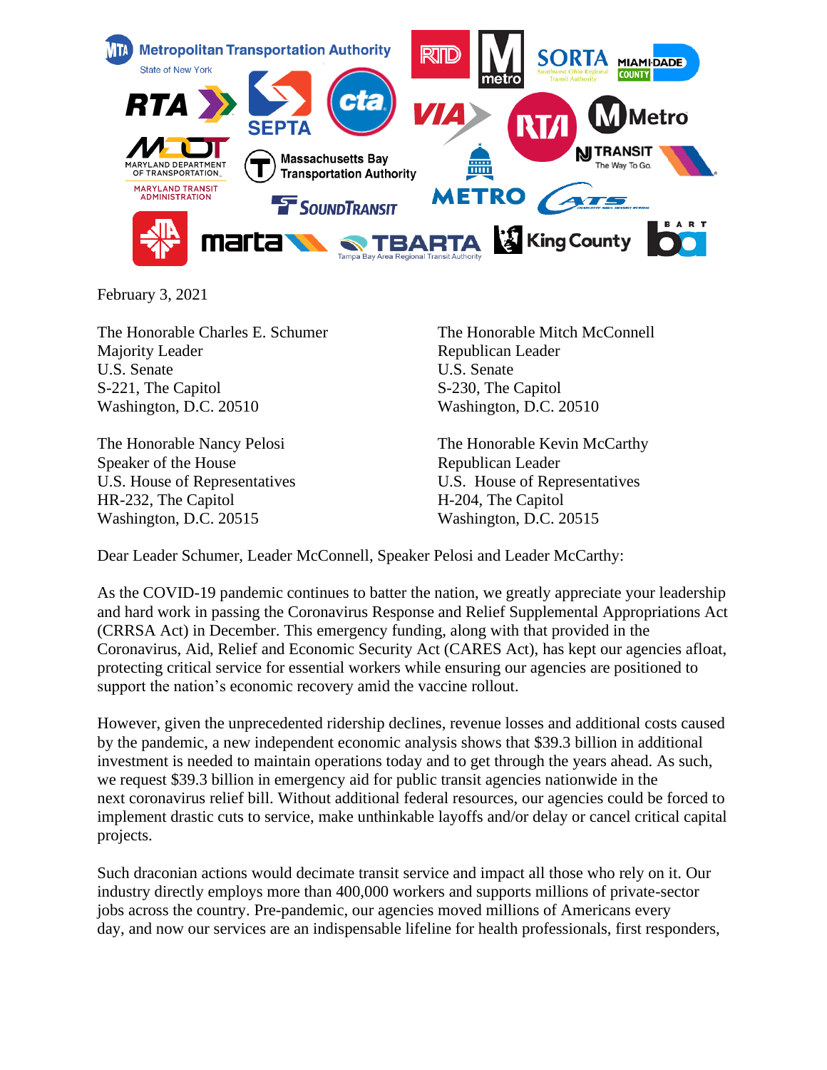February 3, 2021

The Honorable Charles E. Schumer
Majority Leader
U.S. Senate
S-221, The Capitol
Washington, D.C. 20510

The Honorable Mitch McConnell
Republican Leader
U.S. Senate
S-230, The Capitol
Washington, D.C. 20510

The Honorable Nancy Pelosi
Speaker of the House
U.S. House of Representatives
HR-232, The Capitol
Washington, D.C. 20515

The Honorable Kevin McCarthy
Republican Leader
U.S. House of Representatives
H-204, The Capitol
Washington, D.C. 20515

Dear Leader Schumer, Leader McConnell, Speaker Pelosi and Leader McCarthy:

As the COVID-19 pandemic continues to batter the nation, we greatly appreciate your leadership and hard work in passing the Coronavirus Response and Relief Supplemental Appropriations Act (CRRSA Act) in December. This emergency funding, along with that provided in the Coronavirus, Aid, Relief and Economic Security Act (CARES Act), has kept our agencies afloat, protecting critical service for essential workers while ensuring our agencies are positioned to support the nation's economic recovery amid the vaccine rollout.

However, given the unprecedented ridership declines, revenue losses and additional costs caused by the pandemic, a new independent economic analysis shows that $39.3 billion in additional investment is needed to maintain operations today and to get through the years ahead. As such, we request $39.3 billion in emergency aid for public transit agencies nationwide in the next coronavirus relief bill. Without additional federal resources, our agencies could be forced to implement drastic cuts to service, make unthinkable layoffs and/or delay or cancel critical capital projects.

Such draconian actions would decimate transit service and impact all those who rely on it. Our industry directly employs more than 400,000 workers and supports millions of private-sector jobs across the country. Pre-pandemic, our agencies moved millions of Americans every day, and now our services are an indispensable lifeline for health professionals, first responders,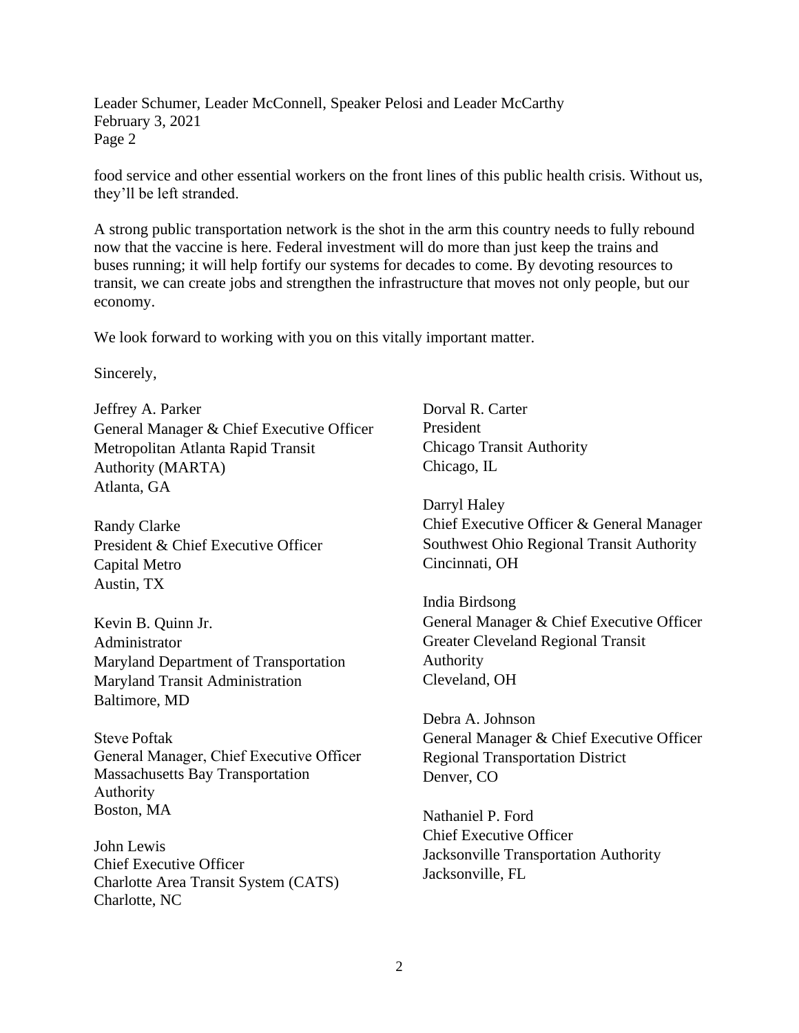food service and other essential workers on the front lines of this public health crisis. Without us, they'll be left stranded.

A strong public transportation network is the shot in the arm this country needs to fully rebound now that the vaccine is here. Federal investment will do more than just keep the trains and buses running; it will help fortify our systems for decades to come. By devoting resources to transit, we can create jobs and strengthen the infrastructure that moves not only people, but our economy.

We look forward to working with you on this vitally important matter.

Sincerely,

Jeffrey A. Parker
General Manager & Chief Executive Officer
Metropolitan Atlanta Rapid Transit Authority (MARTA)
Atlanta, GA

Randy Clarke
President & Chief Executive Officer
Capital Metro
Austin, TX

Kevin B. Quinn Jr.
Administrator
Maryland Department of Transportation
Maryland Transit Administration
Baltimore, MD

Steve Poftak
General Manager, Chief Executive Officer
Massachusetts Bay Transportation Authority
Boston, MA

John Lewis
Chief Executive Officer
Charlotte Area Transit System (CATS)
Charlotte, NC

Dorval R. Carter
President
Chicago Transit Authority
Chicago, IL

Darryl Haley
Chief Executive Officer & General Manager
Southwest Ohio Regional Transit Authority
Cincinnati, OH

India Birdsong
General Manager & Chief Executive Officer
Greater Cleveland Regional Transit Authority
Cleveland, OH

Debra A. Johnson
General Manager & Chief Executive Officer
Regional Transportation District
Denver, CO

Nathaniel P. Ford
Chief Executive Officer
Jacksonville Transportation Authority
Jacksonville, FL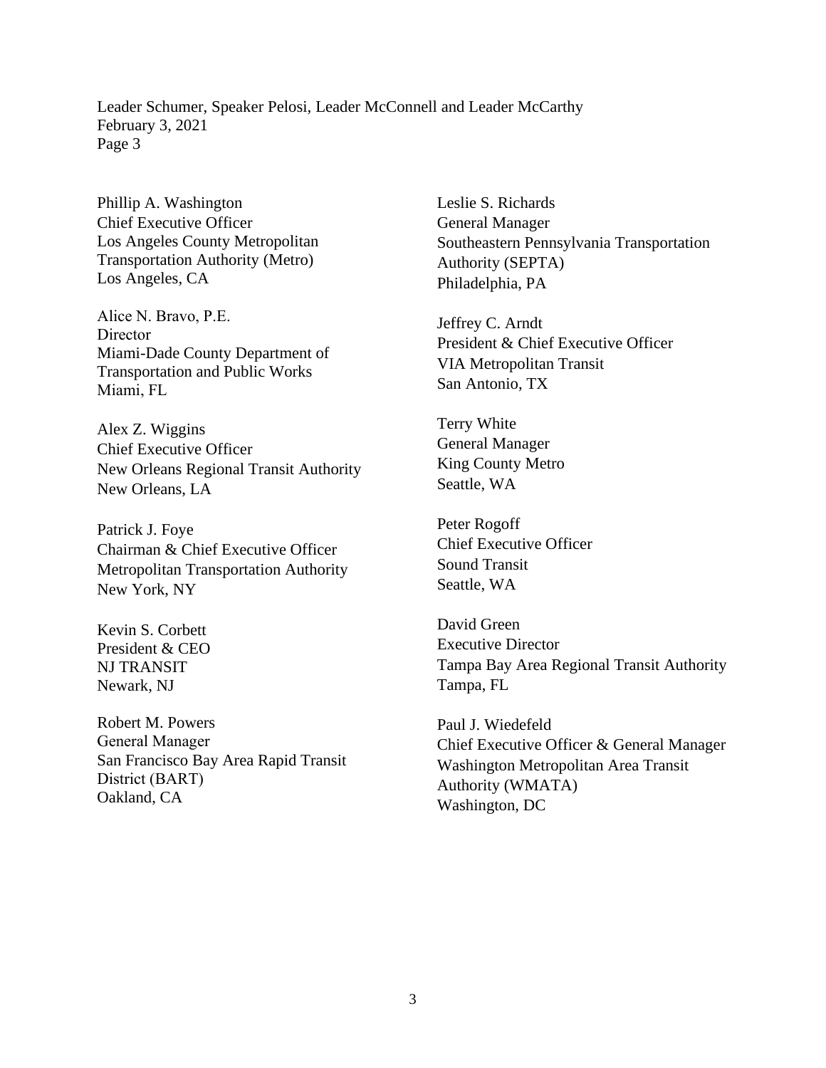Phillip A. Washington
Chief Executive Officer
Los Angeles County Metropolitan
Transportation Authority (Metro)
Los Angeles, CA

Alice N. Bravo, P.E.
Director
Miami-Dade County Department of
Transportation and Public Works
Miami, FL

Alex Z. Wiggins
Chief Executive Officer
New Orleans Regional Transit Authority
New Orleans, LA

Patrick J. Foye
Chairman & Chief Executive Officer
Metropolitan Transportation Authority
New York, NY

Kevin S. Corbett
President & CEO
NJ TRANSIT
Newark, NJ

Robert M. Powers
General Manager
San Francisco Bay Area Rapid Transit
District (BART)
Oakland, CA

Leslie S. Richards
General Manager
Southeastern Pennsylvania Transportation
Authority (SEPTA)
Philadelphia, PA

Jeffrey C. Arndt
President & Chief Executive Officer
VIA Metropolitan Transit
San Antonio, TX

Terry White
General Manager
King County Metro
Seattle, WA

Peter Rogoff
Chief Executive Officer
Sound Transit
Seattle, WA

David Green
Executive Director
Tampa Bay Area Regional Transit Authority
Tampa, FL

Paul J. Wiedefeld
Chief Executive Officer & General Manager
Washington Metropolitan Area Transit
Authority (WMATA)
Washington, DC